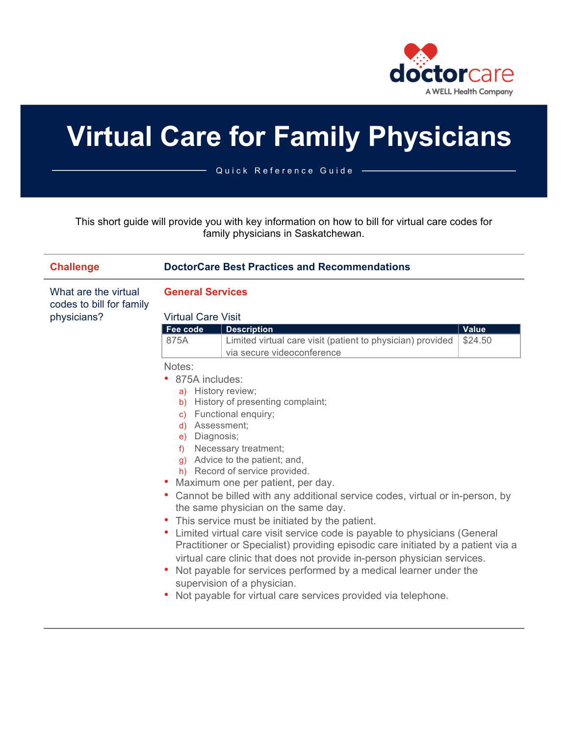doctorcare
A WELL Health Company

# Virtual Care for Family Physicians

Quick Reference Guide

This short guide will provide you with key information on how to bill for virtual care codes for family physicians in Saskatchewan.

| Challenge | DoctorCare Best Practices and Recommendations |
|---|---|
| What are the virtual codes to bill for family physicians? | **General Services** |

### General Services

Virtual Care Visit

| Fee code | Description | Value |
|---|---|---|
| 875A | Limited virtual care visit (patient to physician) provided via secure videoconference | $24.50 |

Notes:

- 875A includes:
  - a) History review;
  - b) History of presenting complaint;
  - c) Functional enquiry;
  - d) Assessment;
  - e) Diagnosis;
  - f) Necessary treatment;
  - g) Advice to the patient; and,
  - h) Record of service provided.
- Maximum one per patient, per day.
- Cannot be billed with any additional service codes, virtual or in-person, by the same physician on the same day.
- This service must be initiated by the patient.
- Limited virtual care visit service code is payable to physicians (General Practitioner or Specialist) providing episodic care initiated by a patient via a virtual care clinic that does not provide in-person physician services.
- Not payable for services performed by a medical learner under the supervision of a physician.
- Not payable for virtual care services provided via telephone.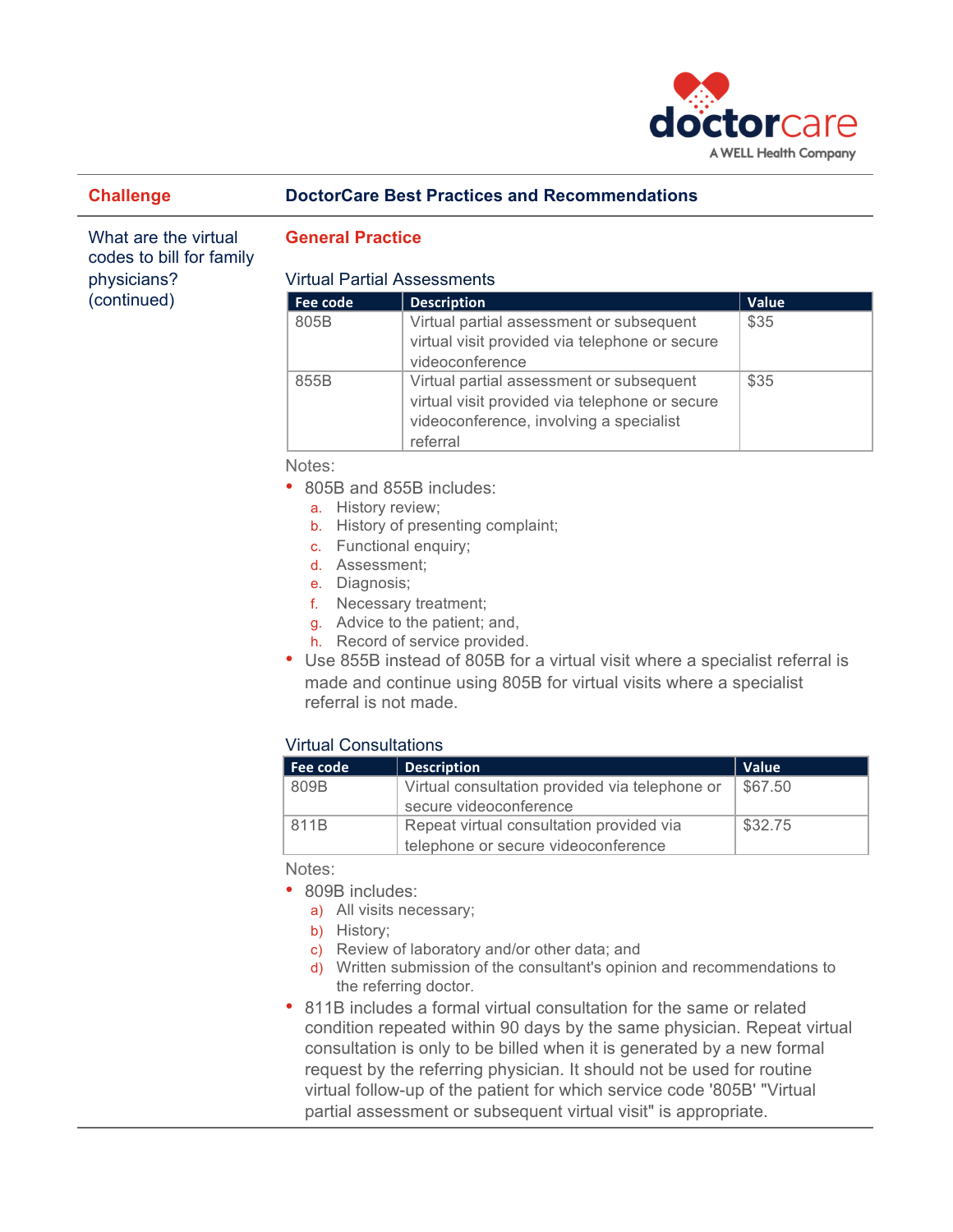| Challenge | DoctorCare Best Practices and Recommendations |
|---|---|

**What are the virtual codes to bill for family physicians? (continued)**

## General Practice

### Virtual Partial Assessments

| Fee code | Description | Value |
|---|---|---|
| 805B | Virtual partial assessment or subsequent virtual visit provided via telephone or secure videoconference | $35 |
| 855B | Virtual partial assessment or subsequent virtual visit provided via telephone or secure videoconference, involving a specialist referral | $35 |

Notes:

- 805B and 855B includes:
  a. History review;
  b. History of presenting complaint;
  c. Functional enquiry;
  d. Assessment;
  e. Diagnosis;
  f. Necessary treatment;
  g. Advice to the patient; and,
  h. Record of service provided.
- Use 855B instead of 805B for a virtual visit where a specialist referral is made and continue using 805B for virtual visits where a specialist referral is not made.

### Virtual Consultations

| Fee code | Description | Value |
|---|---|---|
| 809B | Virtual consultation provided via telephone or secure videoconference | $67.50 |
| 811B | Repeat virtual consultation provided via telephone or secure videoconference | $32.75 |

Notes:

- 809B includes:
  a) All visits necessary;
  b) History;
  c) Review of laboratory and/or other data; and
  d) Written submission of the consultant's opinion and recommendations to the referring doctor.
- 811B includes a formal virtual consultation for the same or related condition repeated within 90 days by the same physician. Repeat virtual consultation is only to be billed when it is generated by a new formal request by the referring physician. It should not be used for routine virtual follow-up of the patient for which service code '805B' "Virtual partial assessment or subsequent virtual visit" is appropriate.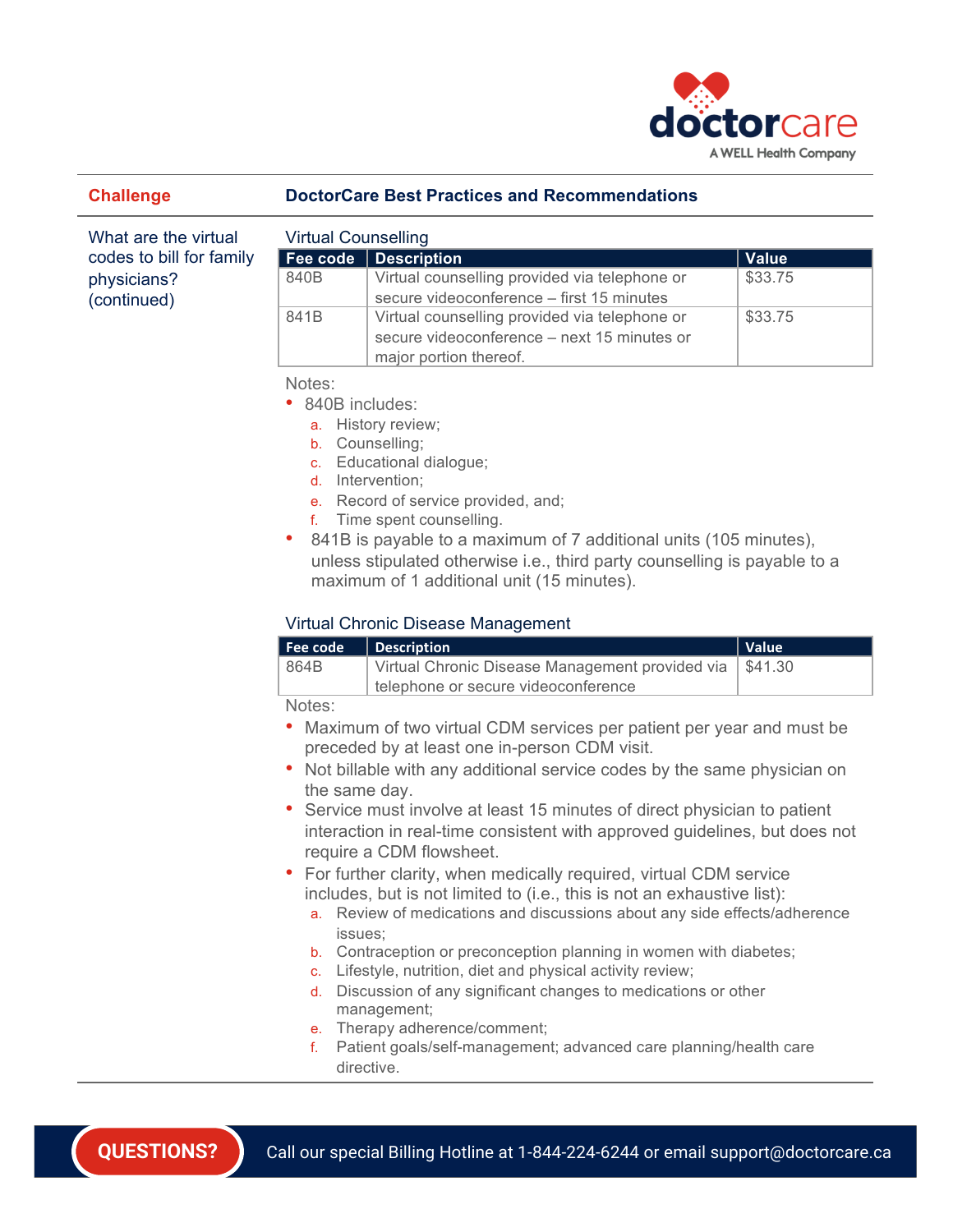| Challenge | DoctorCare Best Practices and Recommendations |
|---|---|

**What are the virtual codes to bill for family physicians? (continued)**

### Virtual Counselling

| Fee code | Description | Value |
|---|---|---|
| 840B | Virtual counselling provided via telephone or secure videoconference – first 15 minutes | $33.75 |
| 841B | Virtual counselling provided via telephone or secure videoconference – next 15 minutes or major portion thereof. | $33.75 |

Notes:

- 840B includes:
  a. History review;
  b. Counselling;
  c. Educational dialogue;
  d. Intervention;
  e. Record of service provided, and;
  f. Time spent counselling.
- 841B is payable to a maximum of 7 additional units (105 minutes), unless stipulated otherwise i.e., third party counselling is payable to a maximum of 1 additional unit (15 minutes).

### Virtual Chronic Disease Management

| Fee code | Description | Value |
|---|---|---|
| 864B | Virtual Chronic Disease Management provided via telephone or secure videoconference | $41.30 |

Notes:

- Maximum of two virtual CDM services per patient per year and must be preceded by at least one in-person CDM visit.
- Not billable with any additional service codes by the same physician on the same day.
- Service must involve at least 15 minutes of direct physician to patient interaction in real-time consistent with approved guidelines, but does not require a CDM flowsheet.
- For further clarity, when medically required, virtual CDM service includes, but is not limited to (i.e., this is not an exhaustive list):
  a. Review of medications and discussions about any side effects/adherence issues;
  b. Contraception or preconception planning in women with diabetes;
  c. Lifestyle, nutrition, diet and physical activity review;
  d. Discussion of any significant changes to medications or other management;
  e. Therapy adherence/comment;
  f. Patient goals/self-management; advanced care planning/health care directive.

**QUESTIONS?** Call our special Billing Hotline at 1-844-224-6244 or email support@doctorcare.ca